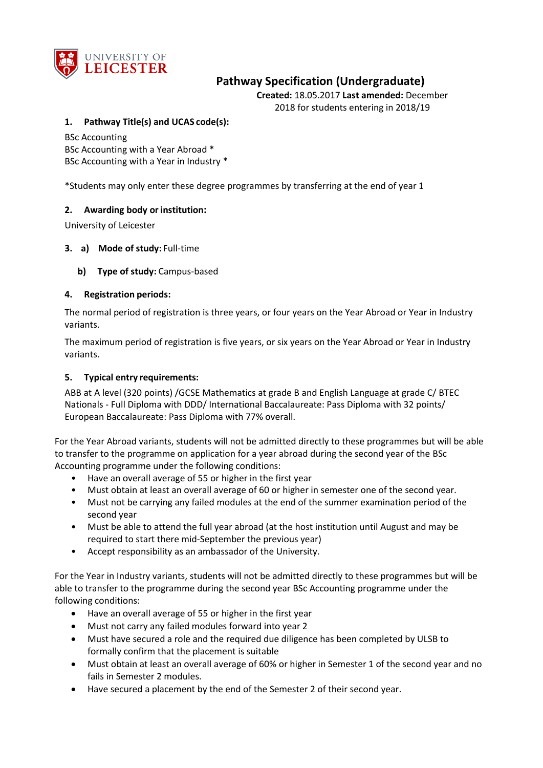UNIVERSITY OF LEICESTER

# Pathway Specification (Undergraduate)

**Created:** 18.05.2017 **Last amended:** December 2018 for students entering in 2018/19

## 1. Pathway Title(s) and UCAS code(s):

BSc Accounting
BSc Accounting with a Year Abroad *
BSc Accounting with a Year in Industry *

*Students may only enter these degree programmes by transferring at the end of year 1

## 2. Awarding body or institution:

University of Leicester

## 3. a) Mode of study: Full-time

**b) Type of study:** Campus-based

## 4. Registration periods:

The normal period of registration is three years, or four years on the Year Abroad or Year in Industry variants.

The maximum period of registration is five years, or six years on the Year Abroad or Year in Industry variants.

## 5. Typical entry requirements:

ABB at A level (320 points) /GCSE Mathematics at grade B and English Language at grade C/ BTEC Nationals - Full Diploma with DDD/ International Baccalaureate: Pass Diploma with 32 points/ European Baccalaureate: Pass Diploma with 77% overall.

For the Year Abroad variants, students will not be admitted directly to these programmes but will be able to transfer to the programme on application for a year abroad during the second year of the BSc Accounting programme under the following conditions:

- Have an overall average of 55 or higher in the first year
- Must obtain at least an overall average of 60 or higher in semester one of the second year.
- Must not be carrying any failed modules at the end of the summer examination period of the second year
- Must be able to attend the full year abroad (at the host institution until August and may be required to start there mid-September the previous year)
- Accept responsibility as an ambassador of the University.

For the Year in Industry variants, students will not be admitted directly to these programmes but will be able to transfer to the programme during the second year BSc Accounting programme under the following conditions:

- Have an overall average of 55 or higher in the first year
- Must not carry any failed modules forward into year 2
- Must have secured a role and the required due diligence has been completed by ULSB to formally confirm that the placement is suitable
- Must obtain at least an overall average of 60% or higher in Semester 1 of the second year and no fails in Semester 2 modules.
- Have secured a placement by the end of the Semester 2 of their second year.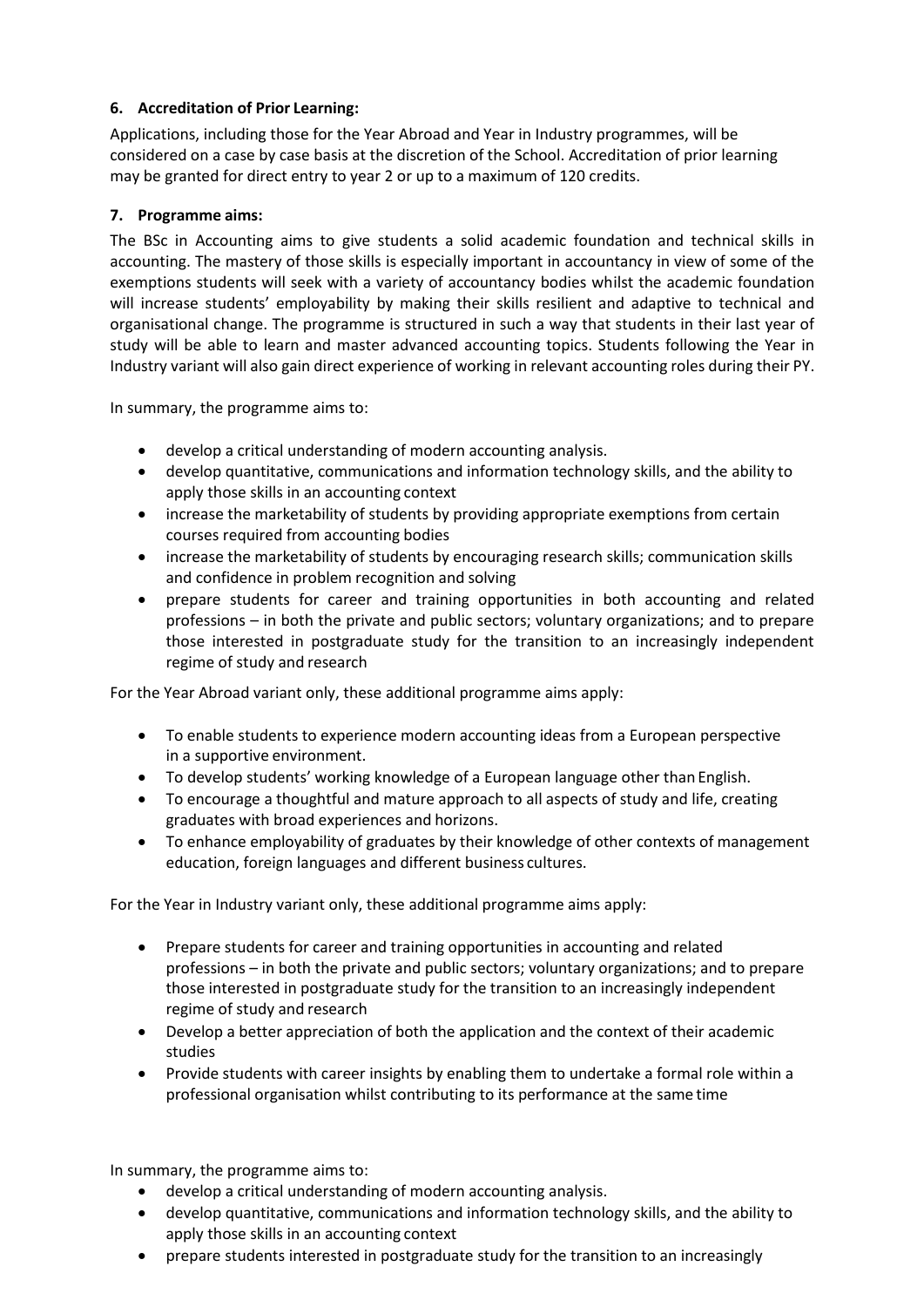### 6. Accreditation of Prior Learning:

Applications, including those for the Year Abroad and Year in Industry programmes, will be considered on a case by case basis at the discretion of the School. Accreditation of prior learning may be granted for direct entry to year 2 or up to a maximum of 120 credits.

### 7. Programme aims:

The BSc in Accounting aims to give students a solid academic foundation and technical skills in accounting. The mastery of those skills is especially important in accountancy in view of some of the exemptions students will seek with a variety of accountancy bodies whilst the academic foundation will increase students' employability by making their skills resilient and adaptive to technical and organisational change. The programme is structured in such a way that students in their last year of study will be able to learn and master advanced accounting topics. Students following the Year in Industry variant will also gain direct experience of working in relevant accounting roles during their PY.

In summary, the programme aims to:

- develop a critical understanding of modern accounting analysis.
- develop quantitative, communications and information technology skills, and the ability to apply those skills in an accounting context
- increase the marketability of students by providing appropriate exemptions from certain courses required from accounting bodies
- increase the marketability of students by encouraging research skills; communication skills and confidence in problem recognition and solving
- prepare students for career and training opportunities in both accounting and related professions – in both the private and public sectors; voluntary organizations; and to prepare those interested in postgraduate study for the transition to an increasingly independent regime of study and research

For the Year Abroad variant only, these additional programme aims apply:

- To enable students to experience modern accounting ideas from a European perspective in a supportive environment.
- To develop students' working knowledge of a European language other than English.
- To encourage a thoughtful and mature approach to all aspects of study and life, creating graduates with broad experiences and horizons.
- To enhance employability of graduates by their knowledge of other contexts of management education, foreign languages and different business cultures.

For the Year in Industry variant only, these additional programme aims apply:

- Prepare students for career and training opportunities in accounting and related professions – in both the private and public sectors; voluntary organizations; and to prepare those interested in postgraduate study for the transition to an increasingly independent regime of study and research
- Develop a better appreciation of both the application and the context of their academic studies
- Provide students with career insights by enabling them to undertake a formal role within a professional organisation whilst contributing to its performance at the same time

In summary, the programme aims to:

- develop a critical understanding of modern accounting analysis.
- develop quantitative, communications and information technology skills, and the ability to apply those skills in an accounting context
- prepare students interested in postgraduate study for the transition to an increasingly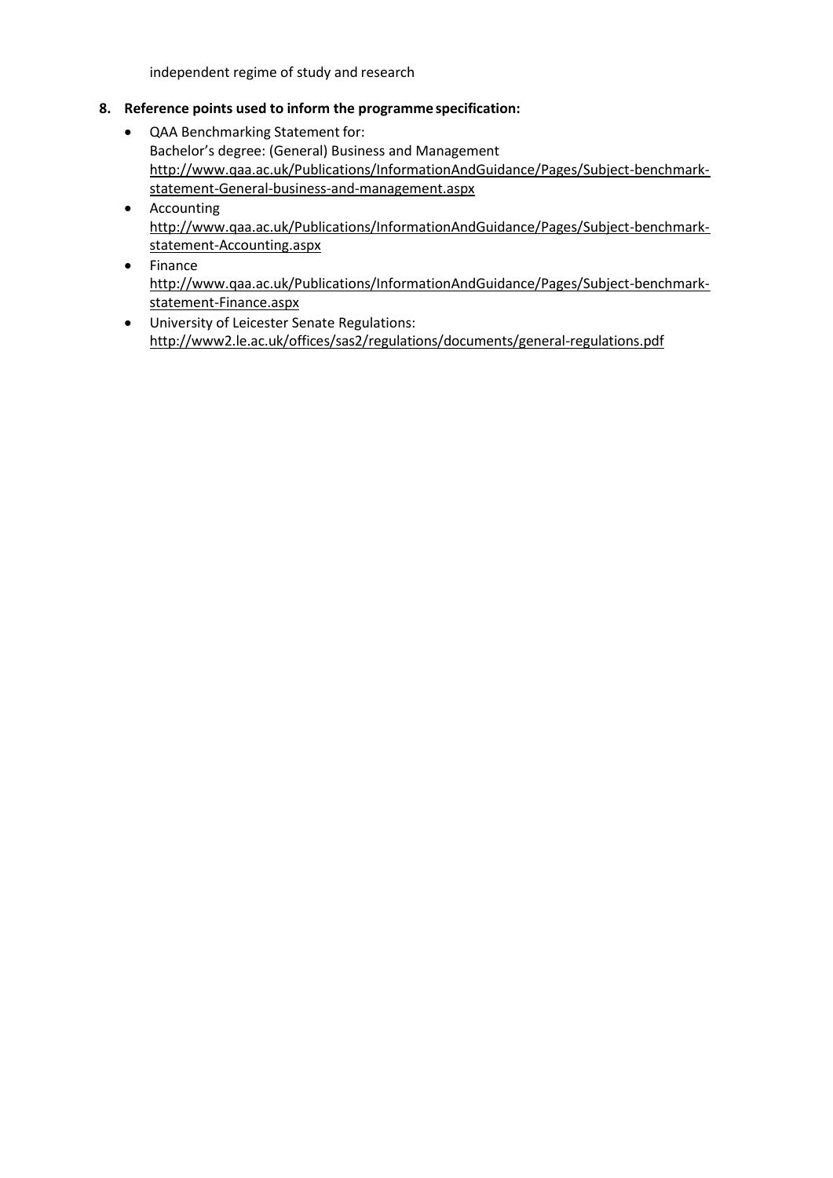independent regime of study and research

**8. Reference points used to inform the programme specification:**

- QAA Benchmarking Statement for:
  Bachelor's degree: (General) Business and Management
  http://www.qaa.ac.uk/Publications/InformationAndGuidance/Pages/Subject-benchmark-statement-General-business-and-management.aspx
- Accounting
  http://www.qaa.ac.uk/Publications/InformationAndGuidance/Pages/Subject-benchmark-statement-Accounting.aspx
- Finance
  http://www.qaa.ac.uk/Publications/InformationAndGuidance/Pages/Subject-benchmark-statement-Finance.aspx
- University of Leicester Senate Regulations:
  http://www2.le.ac.uk/offices/sas2/regulations/documents/general-regulations.pdf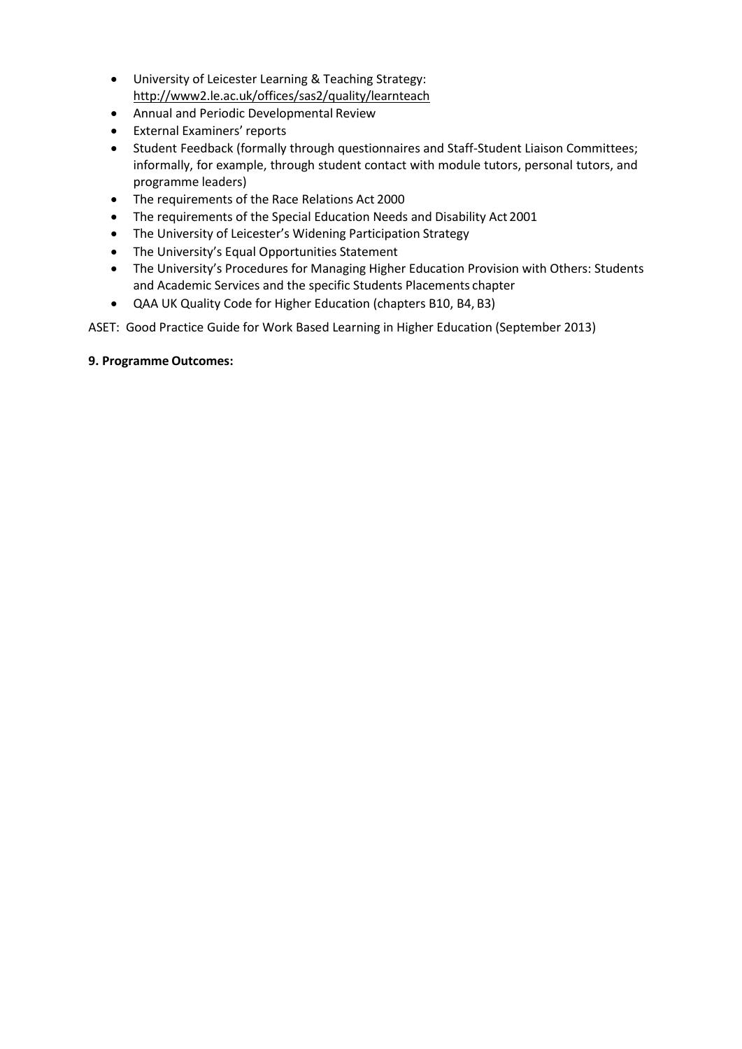- University of Leicester Learning & Teaching Strategy: http://www2.le.ac.uk/offices/sas2/quality/learnteach
- Annual and Periodic Developmental Review
- External Examiners' reports
- Student Feedback (formally through questionnaires and Staff-Student Liaison Committees; informally, for example, through student contact with module tutors, personal tutors, and programme leaders)
- The requirements of the Race Relations Act 2000
- The requirements of the Special Education Needs and Disability Act 2001
- The University of Leicester's Widening Participation Strategy
- The University's Equal Opportunities Statement
- The University's Procedures for Managing Higher Education Provision with Others: Students and Academic Services and the specific Students Placements chapter
- QAA UK Quality Code for Higher Education (chapters B10, B4, B3)

ASET: Good Practice Guide for Work Based Learning in Higher Education (September 2013)

**9. Programme Outcomes:**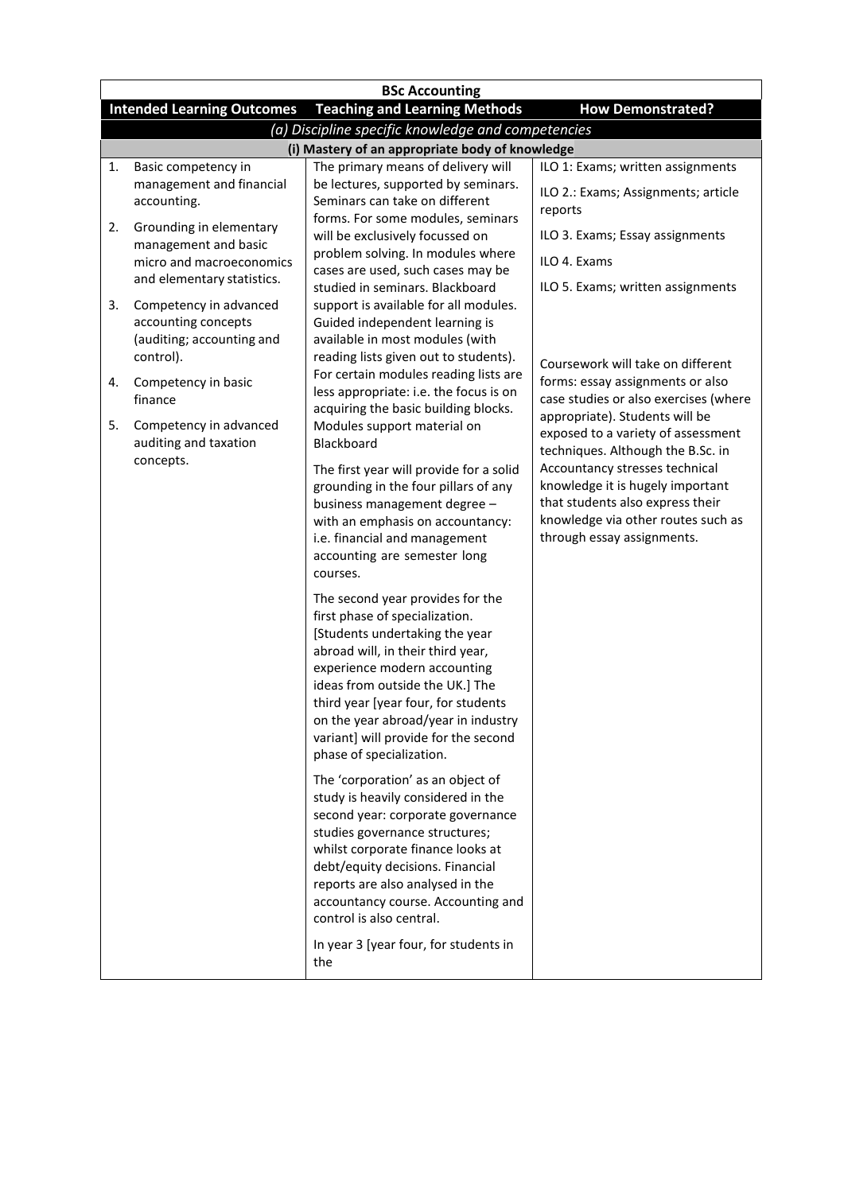| BSc Accounting | | |
|---|---|---|
| **Intended Learning Outcomes** | **Teaching and Learning Methods** | **How Demonstrated?** |
| *(a) Discipline specific knowledge and competencies* | | |
| **(i) Mastery of an appropriate body of knowledge** | | |
| 1. Basic competency in management and financial accounting.<br><br>2. Grounding in elementary management and basic micro and macroeconomics and elementary statistics.<br><br>3. Competency in advanced accounting concepts (auditing; accounting and control).<br><br>4. Competency in basic finance<br><br>5. Competency in advanced auditing and taxation concepts. | The primary means of delivery will be lectures, supported by seminars. Seminars can take on different forms. For some modules, seminars will be exclusively focussed on problem solving. In modules where cases are used, such cases may be studied in seminars. Blackboard support is available for all modules. Guided independent learning is available in most modules (with reading lists given out to students). For certain modules reading lists are less appropriate: i.e. the focus is on acquiring the basic building blocks. Modules support material on Blackboard<br><br>The first year will provide for a solid grounding in the four pillars of any business management degree – with an emphasis on accountancy: i.e. financial and management accounting are semester long courses.<br><br>The second year provides for the first phase of specialization. [Students undertaking the year abroad will, in their third year, experience modern accounting ideas from outside the UK.] The third year [year four, for students on the year abroad/year in industry variant] will provide for the second phase of specialization.<br><br>The 'corporation' as an object of study is heavily considered in the second year: corporate governance studies governance structures; whilst corporate finance looks at debt/equity decisions. Financial reports are also analysed in the accountancy course. Accounting and control is also central.<br><br>In year 3 [year four, for students in the | ILO 1: Exams; written assignments<br><br>ILO 2.: Exams; Assignments; article reports<br><br>ILO 3. Exams; Essay assignments<br><br>ILO 4. Exams<br><br>ILO 5. Exams; written assignments<br><br>Coursework will take on different forms: essay assignments or also case studies or also exercises (where appropriate). Students will be exposed to a variety of assessment techniques. Although the B.Sc. in Accountancy stresses technical knowledge it is hugely important that students also express their knowledge via other routes such as through essay assignments. |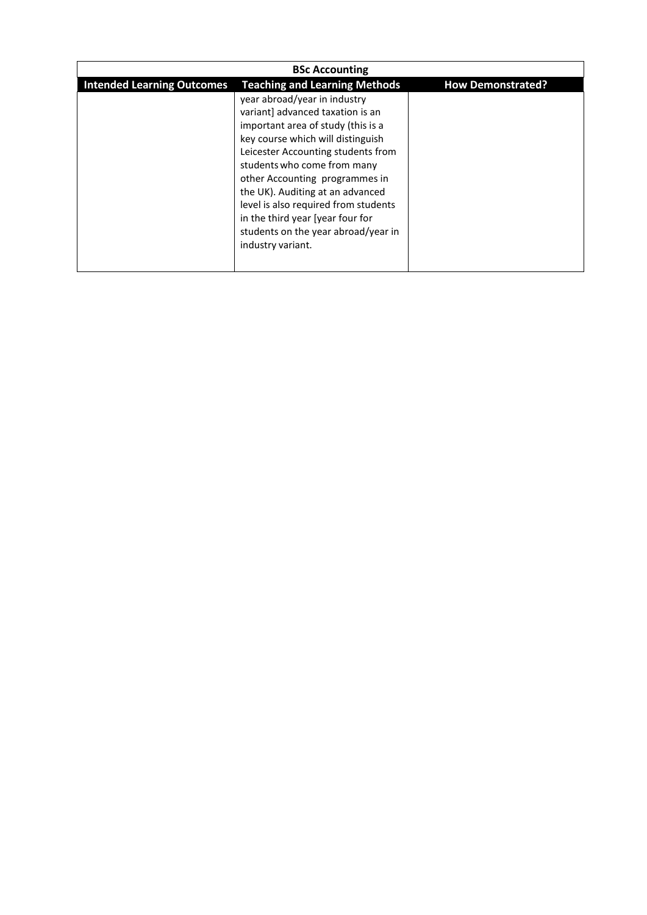| BSc Accounting | | |
|---|---|---|
| **Intended Learning Outcomes** | **Teaching and Learning Methods** | **How Demonstrated?** |
| | year abroad/year in industry variant] advanced taxation is an important area of study (this is a key course which will distinguish Leicester Accounting students from students who come from many other Accounting programmes in the UK). Auditing at an advanced level is also required from students in the third year [year four for students on the year abroad/year in industry variant. | |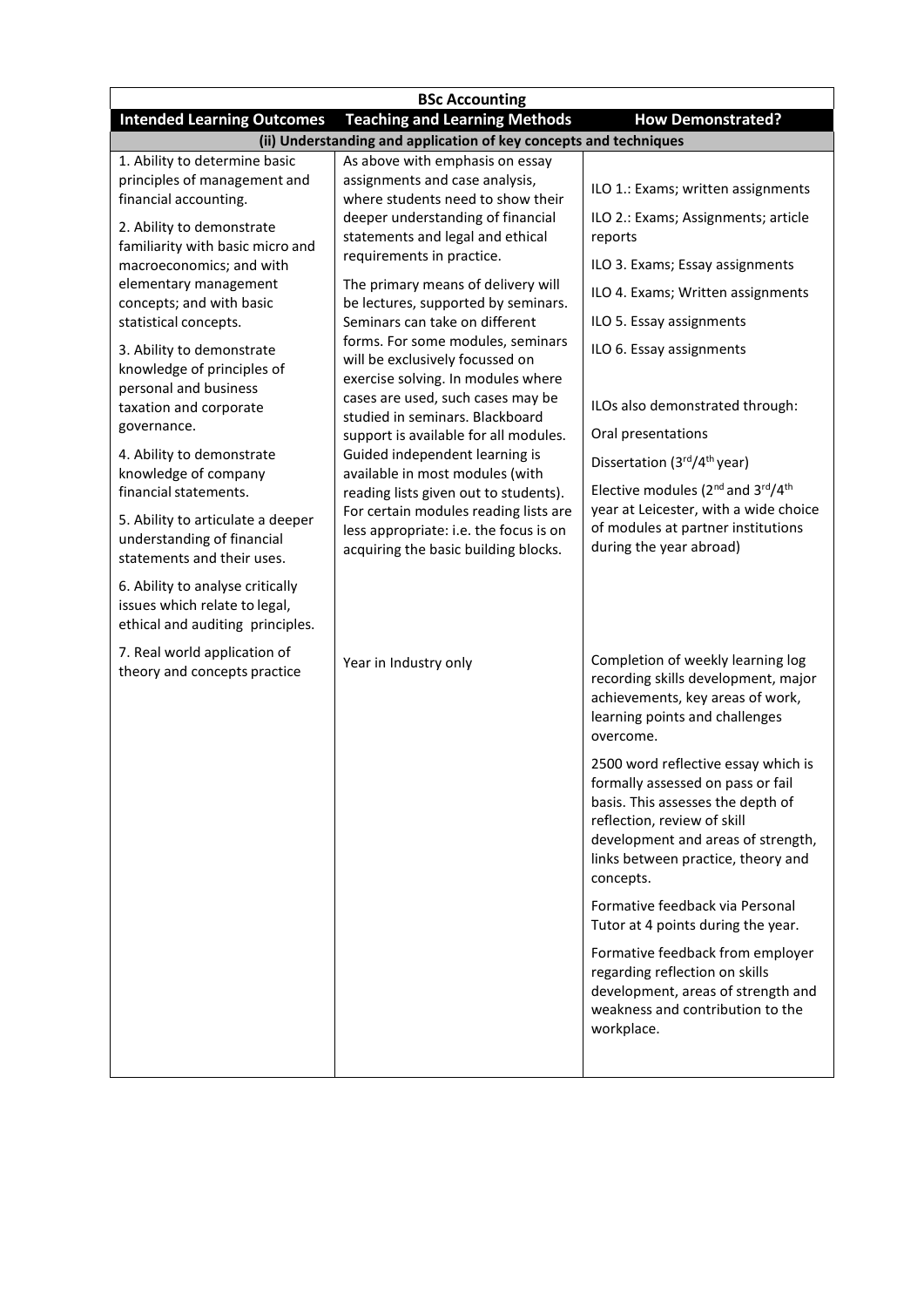| BSc Accounting | | |
|---|---|---|
| **Intended Learning Outcomes** | **Teaching and Learning Methods** | **How Demonstrated?** |
| **(ii) Understanding and application of key concepts and techniques** | | |
| 1. Ability to determine basic principles of management and financial accounting.<br><br>2. Ability to demonstrate familiarity with basic micro and macroeconomics; and with elementary management concepts; and with basic statistical concepts.<br><br>3. Ability to demonstrate knowledge of principles of personal and business taxation and corporate governance.<br><br>4. Ability to demonstrate knowledge of company financial statements.<br><br>5. Ability to articulate a deeper understanding of financial statements and their uses.<br><br>6. Ability to analyse critically issues which relate to legal, ethical and auditing principles. | As above with emphasis on essay assignments and case analysis, where students need to show their deeper understanding of financial statements and legal and ethical requirements in practice.<br><br>The primary means of delivery will be lectures, supported by seminars. Seminars can take on different forms. For some modules, seminars will be exclusively focussed on exercise solving. In modules where cases are used, such cases may be studied in seminars. Blackboard support is available for all modules. Guided independent learning is available in most modules (with reading lists given out to students). For certain modules reading lists are less appropriate: i.e. the focus is on acquiring the basic building blocks. | ILO 1.: Exams; written assignments<br><br>ILO 2.: Exams; Assignments; article reports<br><br>ILO 3. Exams; Essay assignments<br><br>ILO 4. Exams; Written assignments<br><br>ILO 5. Essay assignments<br><br>ILO 6. Essay assignments<br><br>ILOs also demonstrated through:<br><br>Oral presentations<br><br>Dissertation (3rd/4th year)<br><br>Elective modules (2nd and 3rd/4th year at Leicester, with a wide choice of modules at partner institutions during the year abroad) |
| 7. Real world application of theory and concepts practice | Year in Industry only | Completion of weekly learning log recording skills development, major achievements, key areas of work, learning points and challenges overcome.<br><br>2500 word reflective essay which is formally assessed on pass or fail basis. This assesses the depth of reflection, review of skill development and areas of strength, links between practice, theory and concepts.<br><br>Formative feedback via Personal Tutor at 4 points during the year.<br><br>Formative feedback from employer regarding reflection on skills development, areas of strength and weakness and contribution to the workplace. |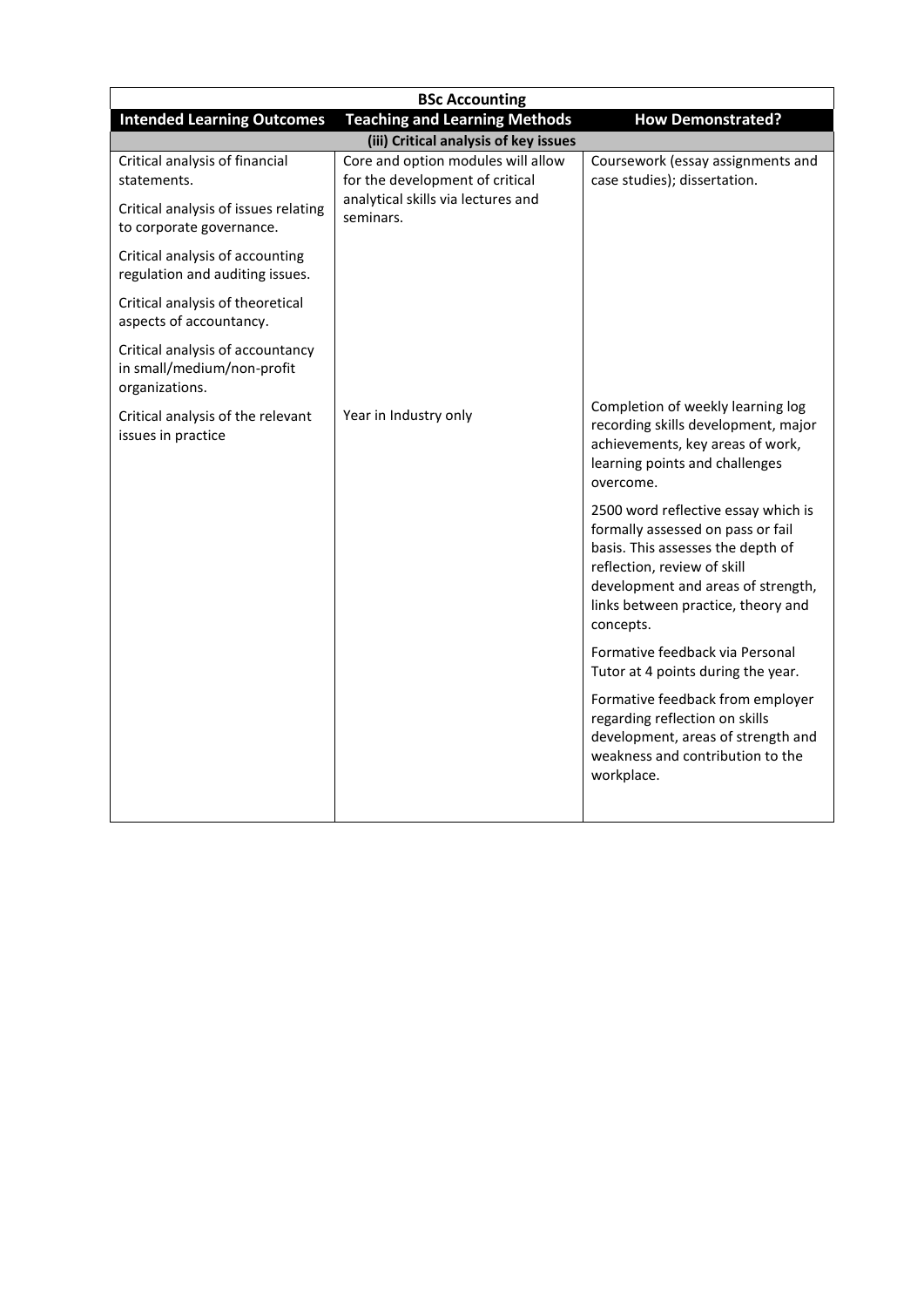| BSc Accounting | | |
|---|---|---|
| **Intended Learning Outcomes** | **Teaching and Learning Methods** | **How Demonstrated?** |
| **(iii) Critical analysis of key issues** | | |
| Critical analysis of financial statements.<br><br>Critical analysis of issues relating to corporate governance.<br><br>Critical analysis of accounting regulation and auditing issues.<br><br>Critical analysis of theoretical aspects of accountancy.<br><br>Critical analysis of accountancy in small/medium/non-profit organizations. | Core and option modules will allow for the development of critical analytical skills via lectures and seminars. | Coursework (essay assignments and case studies); dissertation. |
| Critical analysis of the relevant issues in practice | Year in Industry only | Completion of weekly learning log recording skills development, major achievements, key areas of work, learning points and challenges overcome.<br><br>2500 word reflective essay which is formally assessed on pass or fail basis. This assesses the depth of reflection, review of skill development and areas of strength, links between practice, theory and concepts.<br><br>Formative feedback via Personal Tutor at 4 points during the year.<br><br>Formative feedback from employer regarding reflection on skills development, areas of strength and weakness and contribution to the workplace. |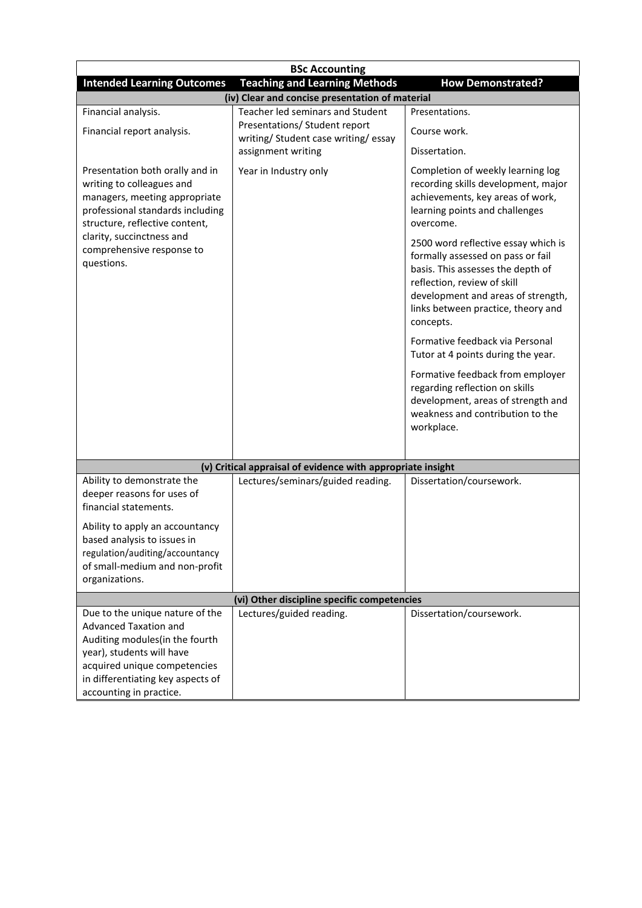| BSc Accounting | | |
|---|---|---|
| **Intended Learning Outcomes** | **Teaching and Learning Methods** | **How Demonstrated?** |
| **(iv) Clear and concise presentation of material** | | |
| Financial analysis.<br><br>Financial report analysis. | Teacher led seminars and Student Presentations/ Student report writing/ Student case writing/ essay assignment writing | Presentations.<br><br>Course work.<br><br>Dissertation. |
| Presentation both orally and in writing to colleagues and managers, meeting appropriate professional standards including structure, reflective content, clarity, succinctness and comprehensive response to questions. | Year in Industry only | Completion of weekly learning log recording skills development, major achievements, key areas of work, learning points and challenges overcome.<br><br>2500 word reflective essay which is formally assessed on pass or fail basis. This assesses the depth of reflection, review of skill development and areas of strength, links between practice, theory and concepts.<br><br>Formative feedback via Personal Tutor at 4 points during the year.<br><br>Formative feedback from employer regarding reflection on skills development, areas of strength and weakness and contribution to the workplace. |
| **(v) Critical appraisal of evidence with appropriate insight** | | |
| Ability to demonstrate the deeper reasons for uses of financial statements.<br><br>Ability to apply an accountancy based analysis to issues in regulation/auditing/accountancy of small-medium and non-profit organizations. | Lectures/seminars/guided reading. | Dissertation/coursework. |
| **(vi) Other discipline specific competencies** | | |
| Due to the unique nature of the Advanced Taxation and Auditing modules(in the fourth year), students will have acquired unique competencies in differentiating key aspects of accounting in practice. | Lectures/guided reading. | Dissertation/coursework. |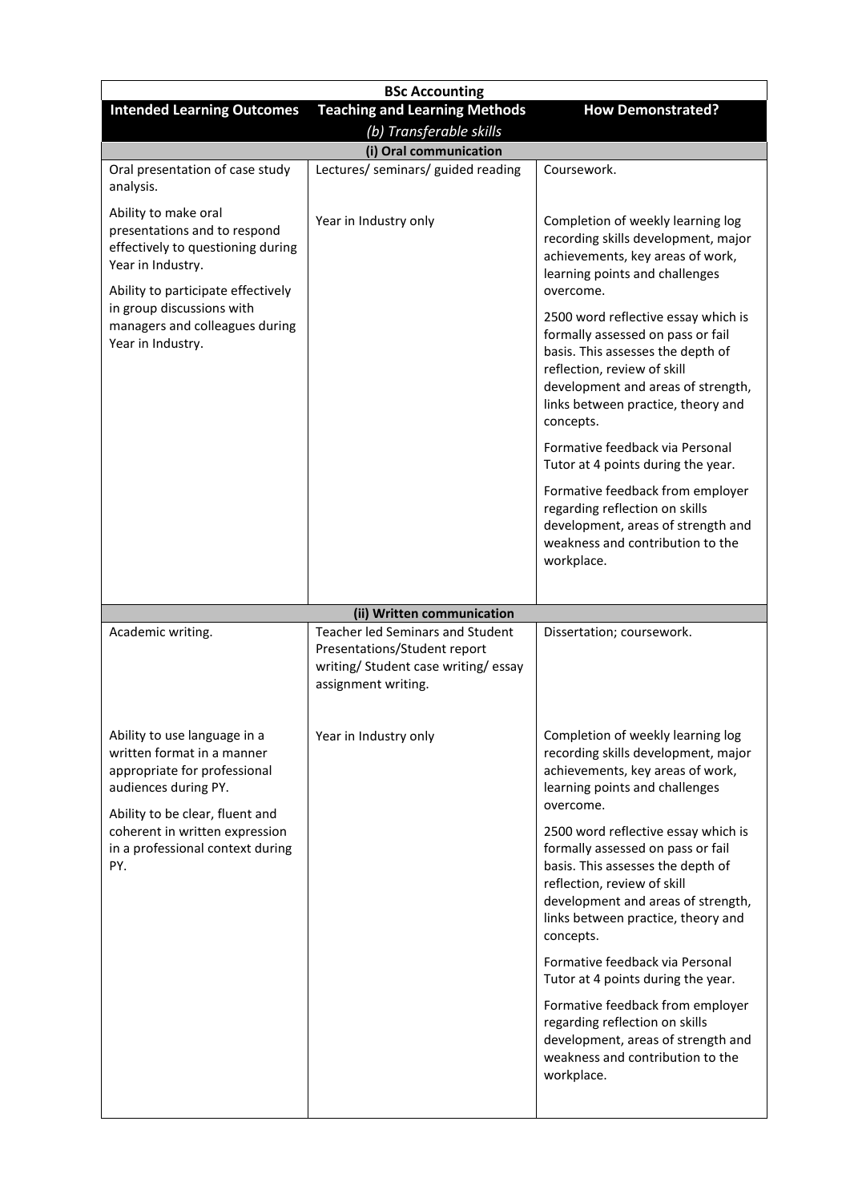| BSc Accounting | | |
|---|---|---|
| **Intended Learning Outcomes** | **Teaching and Learning Methods** | **How Demonstrated?** |
| | *(b) Transferable skills* | |
| | **(i) Oral communication** | |
| Oral presentation of case study analysis. | Lectures/ seminars/ guided reading | Coursework. |
| Ability to make oral presentations and to respond effectively to questioning during Year in Industry.<br><br>Ability to participate effectively in group discussions with managers and colleagues during Year in Industry. | Year in Industry only | Completion of weekly learning log recording skills development, major achievements, key areas of work, learning points and challenges overcome.<br><br>2500 word reflective essay which is formally assessed on pass or fail basis. This assesses the depth of reflection, review of skill development and areas of strength, links between practice, theory and concepts.<br><br>Formative feedback via Personal Tutor at 4 points during the year.<br><br>Formative feedback from employer regarding reflection on skills development, areas of strength and weakness and contribution to the workplace. |
| | **(ii) Written communication** | |
| Academic writing. | Teacher led Seminars and Student Presentations/Student report writing/ Student case writing/ essay assignment writing. | Dissertation; coursework. |
| Ability to use language in a written format in a manner appropriate for professional audiences during PY.<br><br>Ability to be clear, fluent and coherent in written expression in a professional context during PY. | Year in Industry only | Completion of weekly learning log recording skills development, major achievements, key areas of work, learning points and challenges overcome.<br><br>2500 word reflective essay which is formally assessed on pass or fail basis. This assesses the depth of reflection, review of skill development and areas of strength, links between practice, theory and concepts.<br><br>Formative feedback via Personal Tutor at 4 points during the year.<br><br>Formative feedback from employer regarding reflection on skills development, areas of strength and weakness and contribution to the workplace. |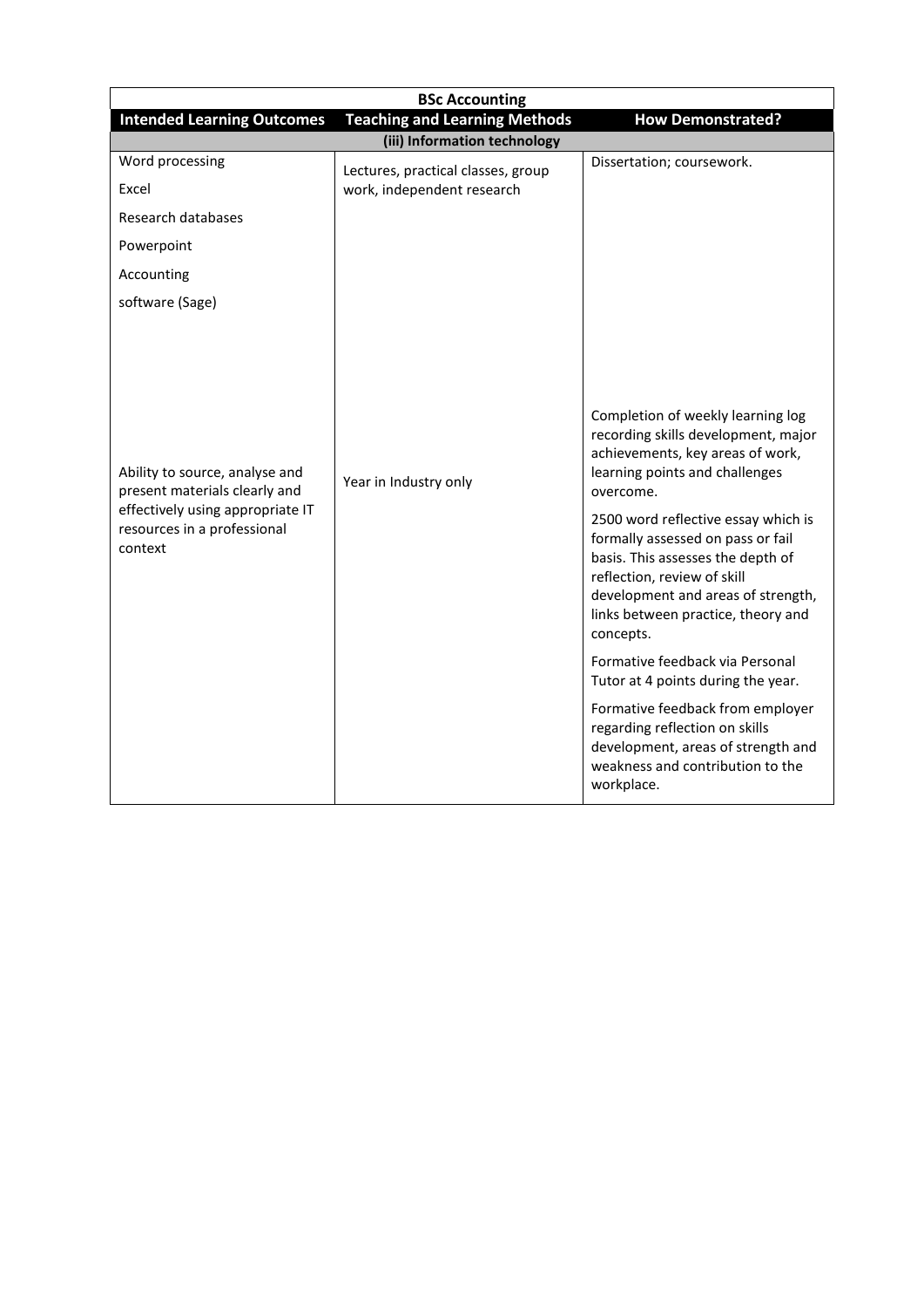| BSc Accounting | | |
|---|---|---|
| **Intended Learning Outcomes** | **Teaching and Learning Methods** | **How Demonstrated?** |
| **(iii) Information technology** | | |
| Word processing<br>Excel<br>Research databases<br>Powerpoint<br>Accounting<br>software (Sage) | Lectures, practical classes, group work, independent research | Dissertation; coursework. |
| Ability to source, analyse and present materials clearly and effectively using appropriate IT resources in a professional context | Year in Industry only | Completion of weekly learning log recording skills development, major achievements, key areas of work, learning points and challenges overcome.<br>2500 word reflective essay which is formally assessed on pass or fail basis. This assesses the depth of reflection, review of skill development and areas of strength, links between practice, theory and concepts.<br>Formative feedback via Personal Tutor at 4 points during the year.<br>Formative feedback from employer regarding reflection on skills development, areas of strength and weakness and contribution to the workplace. |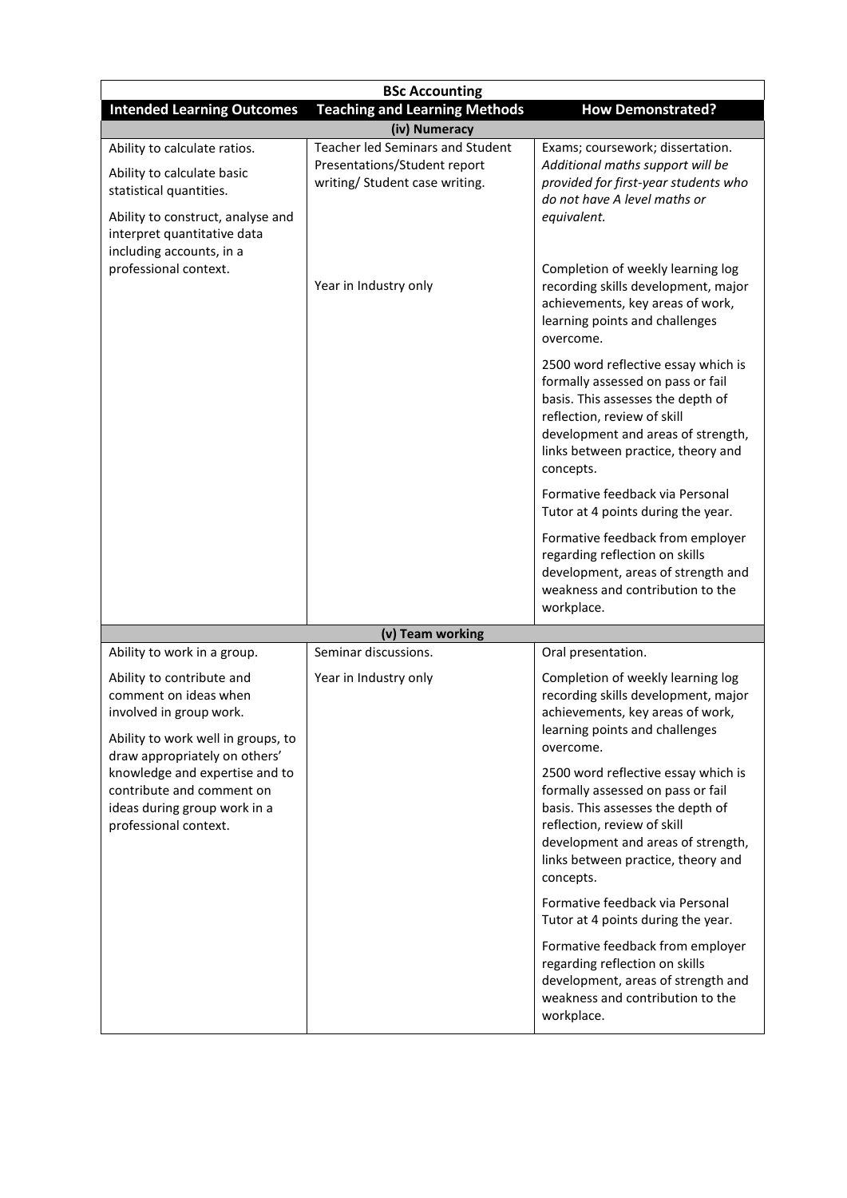| BSc Accounting | | |
|---|---|---|
| **Intended Learning Outcomes** | **Teaching and Learning Methods** | **How Demonstrated?** |
| **(iv) Numeracy** | | |
| Ability to calculate ratios.<br><br>Ability to calculate basic statistical quantities.<br><br>Ability to construct, analyse and interpret quantitative data including accounts, in a professional context. | Teacher led Seminars and Student Presentations/Student report writing/ Student case writing.<br><br>Year in Industry only | Exams; coursework; dissertation. *Additional maths support will be provided for first-year students who do not have A level maths or equivalent.*<br><br>Completion of weekly learning log recording skills development, major achievements, key areas of work, learning points and challenges overcome.<br><br>2500 word reflective essay which is formally assessed on pass or fail basis. This assesses the depth of reflection, review of skill development and areas of strength, links between practice, theory and concepts.<br><br>Formative feedback via Personal Tutor at 4 points during the year.<br><br>Formative feedback from employer regarding reflection on skills development, areas of strength and weakness and contribution to the workplace. |
| **(v) Team working** | | |
| Ability to work in a group.<br><br>Ability to contribute and comment on ideas when involved in group work.<br><br>Ability to work well in groups, to draw appropriately on others' knowledge and expertise and to contribute and comment on ideas during group work in a professional context. | Seminar discussions.<br><br>Year in Industry only | Oral presentation.<br><br>Completion of weekly learning log recording skills development, major achievements, key areas of work, learning points and challenges overcome.<br><br>2500 word reflective essay which is formally assessed on pass or fail basis. This assesses the depth of reflection, review of skill development and areas of strength, links between practice, theory and concepts.<br><br>Formative feedback via Personal Tutor at 4 points during the year.<br><br>Formative feedback from employer regarding reflection on skills development, areas of strength and weakness and contribution to the workplace. |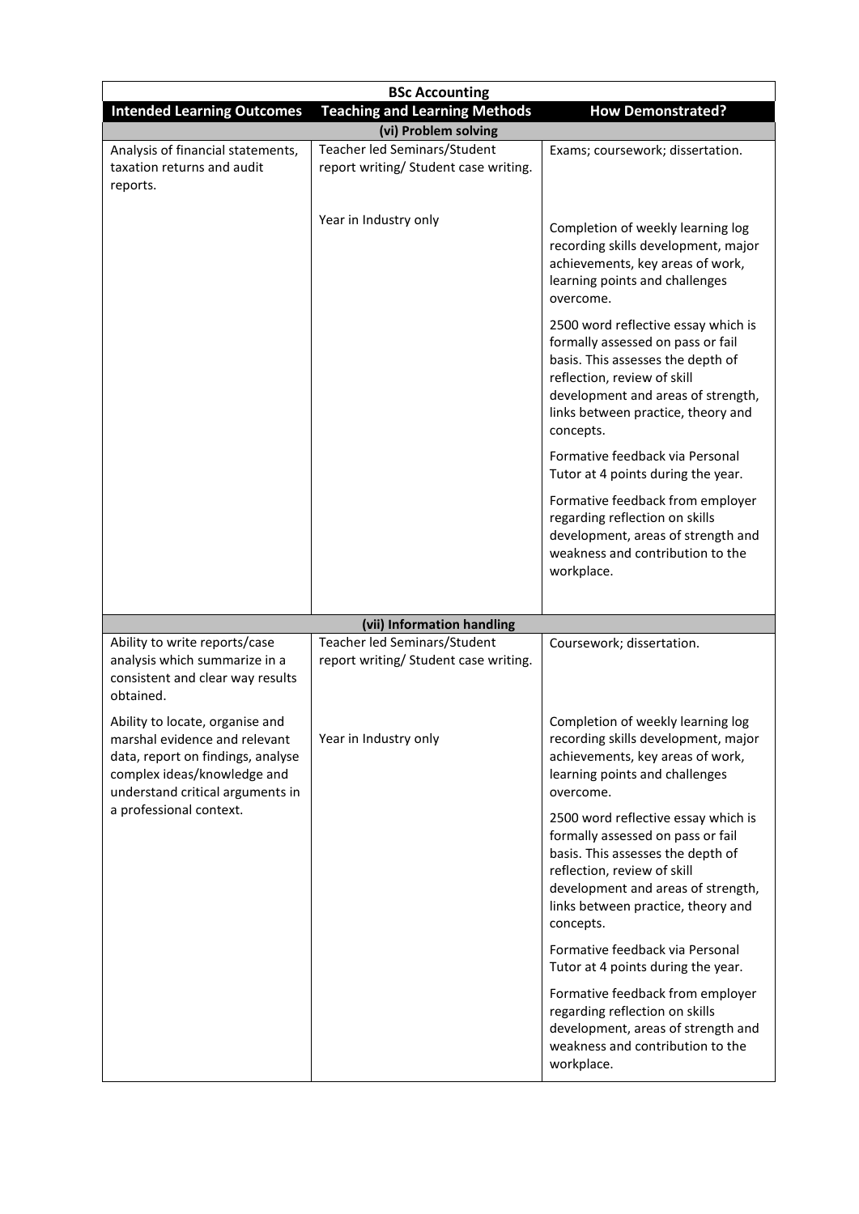| BSc Accounting | | |
|---|---|---|
| **Intended Learning Outcomes** | **Teaching and Learning Methods** | **How Demonstrated?** |
| **(vi) Problem solving** | | |
| Analysis of financial statements, taxation returns and audit reports. | Teacher led Seminars/Student report writing/ Student case writing. | Exams; coursework; dissertation. |
| | Year in Industry only | Completion of weekly learning log recording skills development, major achievements, key areas of work, learning points and challenges overcome.<br><br>2500 word reflective essay which is formally assessed on pass or fail basis. This assesses the depth of reflection, review of skill development and areas of strength, links between practice, theory and concepts.<br><br>Formative feedback via Personal Tutor at 4 points during the year.<br><br>Formative feedback from employer regarding reflection on skills development, areas of strength and weakness and contribution to the workplace. |
| **(vii) Information handling** | | |
| Ability to write reports/case analysis which summarize in a consistent and clear way results obtained. | Teacher led Seminars/Student report writing/ Student case writing. | Coursework; dissertation. |
| Ability to locate, organise and marshal evidence and relevant data, report on findings, analyse complex ideas/knowledge and understand critical arguments in a professional context. | Year in Industry only | Completion of weekly learning log recording skills development, major achievements, key areas of work, learning points and challenges overcome.<br><br>2500 word reflective essay which is formally assessed on pass or fail basis. This assesses the depth of reflection, review of skill development and areas of strength, links between practice, theory and concepts.<br><br>Formative feedback via Personal Tutor at 4 points during the year.<br><br>Formative feedback from employer regarding reflection on skills development, areas of strength and weakness and contribution to the workplace. |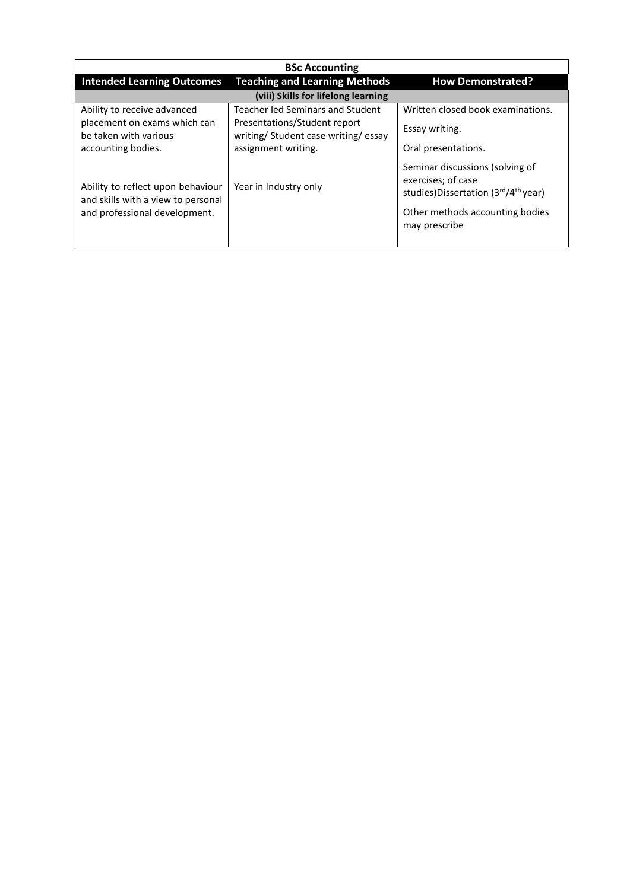| BSc Accounting | | |
|---|---|---|
| **Intended Learning Outcomes** | **Teaching and Learning Methods** | **How Demonstrated?** |
| **(viii) Skills for lifelong learning** | | |
| Ability to receive advanced placement on exams which can be taken with various accounting bodies.<br><br>Ability to reflect upon behaviour and skills with a view to personal and professional development. | Teacher led Seminars and Student Presentations/Student report writing/ Student case writing/ essay assignment writing.<br><br>Year in Industry only | Written closed book examinations.<br><br>Essay writing.<br><br>Oral presentations.<br><br>Seminar discussions (solving of exercises; of case studies)Dissertation (3rd/4th year)<br><br>Other methods accounting bodies may prescribe |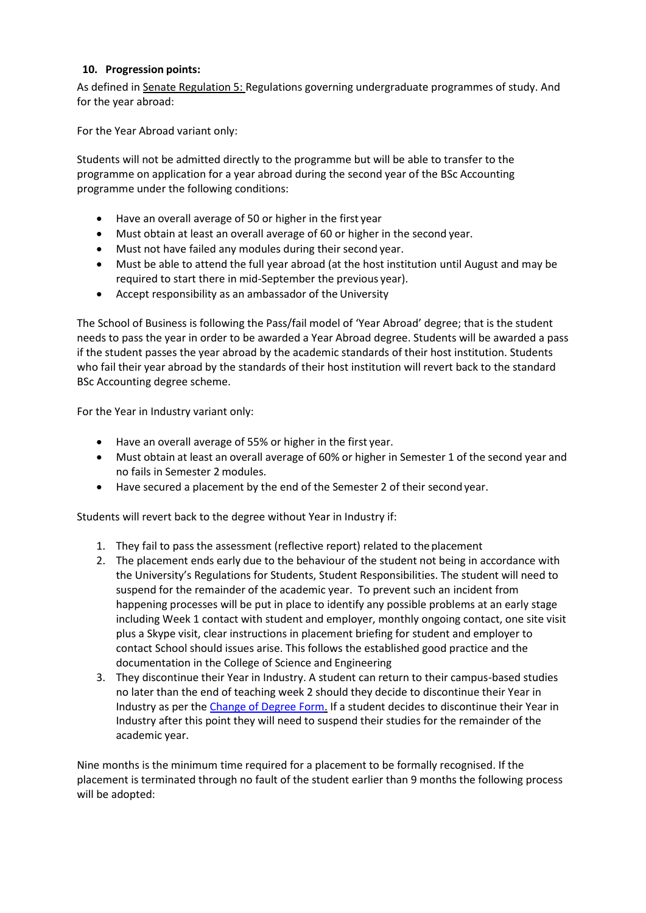## 10. Progression points:

As defined in Senate Regulation 5: Regulations governing undergraduate programmes of study. And for the year abroad:

For the Year Abroad variant only:

Students will not be admitted directly to the programme but will be able to transfer to the programme on application for a year abroad during the second year of the BSc Accounting programme under the following conditions:

- Have an overall average of 50 or higher in the first year
- Must obtain at least an overall average of 60 or higher in the second year.
- Must not have failed any modules during their second year.
- Must be able to attend the full year abroad (at the host institution until August and may be required to start there in mid-September the previous year).
- Accept responsibility as an ambassador of the University

The School of Business is following the Pass/fail model of 'Year Abroad' degree; that is the student needs to pass the year in order to be awarded a Year Abroad degree. Students will be awarded a pass if the student passes the year abroad by the academic standards of their host institution. Students who fail their year abroad by the standards of their host institution will revert back to the standard BSc Accounting degree scheme.

For the Year in Industry variant only:

- Have an overall average of 55% or higher in the first year.
- Must obtain at least an overall average of 60% or higher in Semester 1 of the second year and no fails in Semester 2 modules.
- Have secured a placement by the end of the Semester 2 of their second year.

Students will revert back to the degree without Year in Industry if:

1. They fail to pass the assessment (reflective report) related to the placement
2. The placement ends early due to the behaviour of the student not being in accordance with the University's Regulations for Students, Student Responsibilities. The student will need to suspend for the remainder of the academic year. To prevent such an incident from happening processes will be put in place to identify any possible problems at an early stage including Week 1 contact with student and employer, monthly ongoing contact, one site visit plus a Skype visit, clear instructions in placement briefing for student and employer to contact School should issues arise. This follows the established good practice and the documentation in the College of Science and Engineering
3. They discontinue their Year in Industry. A student can return to their campus-based studies no later than the end of teaching week 2 should they decide to discontinue their Year in Industry as per the Change of Degree Form. If a student decides to discontinue their Year in Industry after this point they will need to suspend their studies for the remainder of the academic year.

Nine months is the minimum time required for a placement to be formally recognised. If the placement is terminated through no fault of the student earlier than 9 months the following process will be adopted: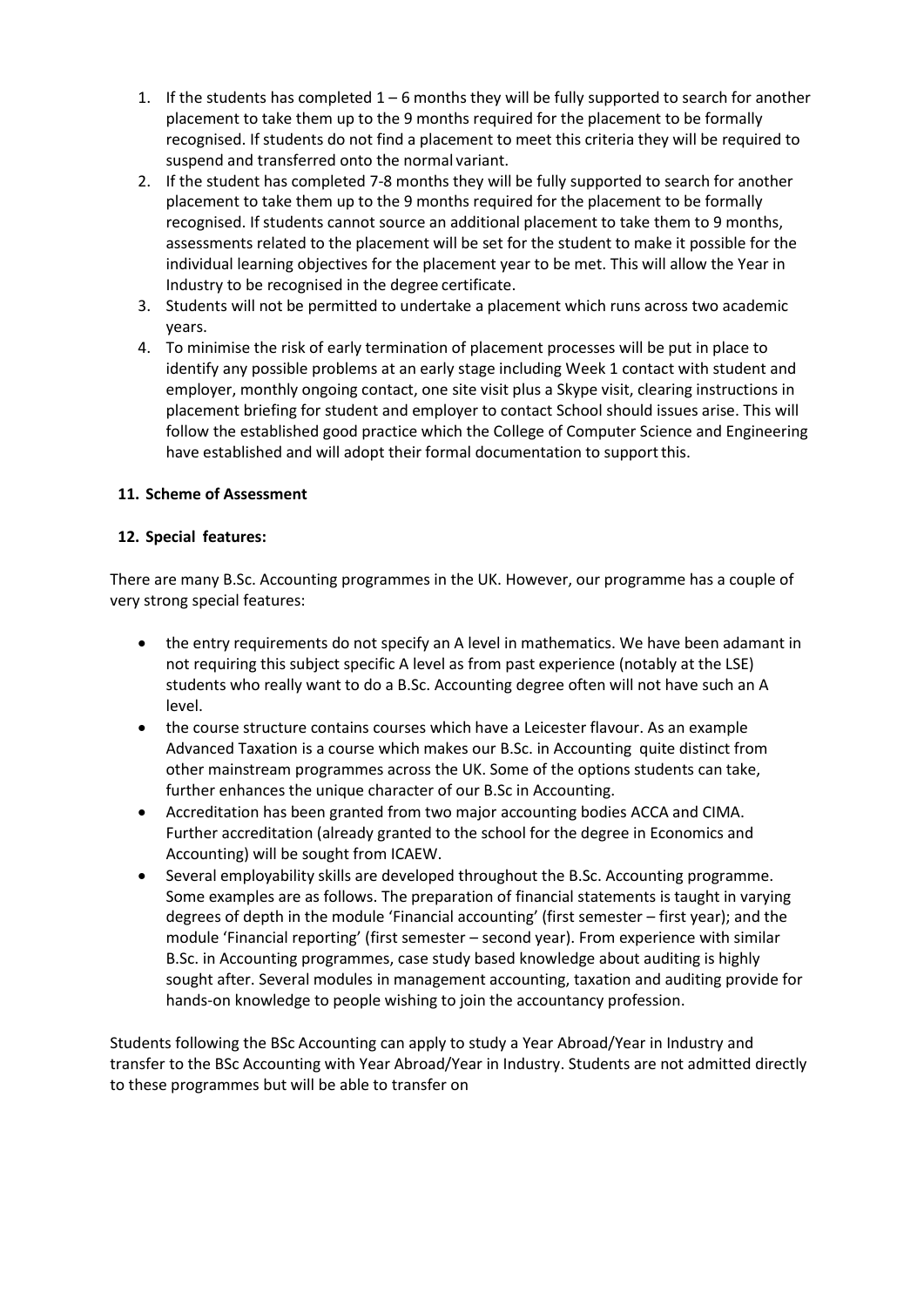1. If the students has completed 1 – 6 months they will be fully supported to search for another placement to take them up to the 9 months required for the placement to be formally recognised. If students do not find a placement to meet this criteria they will be required to suspend and transferred onto the normal variant.
2. If the student has completed 7-8 months they will be fully supported to search for another placement to take them up to the 9 months required for the placement to be formally recognised. If students cannot source an additional placement to take them to 9 months, assessments related to the placement will be set for the student to make it possible for the individual learning objectives for the placement year to be met. This will allow the Year in Industry to be recognised in the degree certificate.
3. Students will not be permitted to undertake a placement which runs across two academic years.
4. To minimise the risk of early termination of placement processes will be put in place to identify any possible problems at an early stage including Week 1 contact with student and employer, monthly ongoing contact, one site visit plus a Skype visit, clearing instructions in placement briefing for student and employer to contact School should issues arise. This will follow the established good practice which the College of Computer Science and Engineering have established and will adopt their formal documentation to support this.

**11. Scheme of Assessment**

**12. Special features:**

There are many B.Sc. Accounting programmes in the UK. However, our programme has a couple of very strong special features:

- the entry requirements do not specify an A level in mathematics. We have been adamant in not requiring this subject specific A level as from past experience (notably at the LSE) students who really want to do a B.Sc. Accounting degree often will not have such an A level.
- the course structure contains courses which have a Leicester flavour. As an example Advanced Taxation is a course which makes our B.Sc. in Accounting quite distinct from other mainstream programmes across the UK. Some of the options students can take, further enhances the unique character of our B.Sc in Accounting.
- Accreditation has been granted from two major accounting bodies ACCA and CIMA. Further accreditation (already granted to the school for the degree in Economics and Accounting) will be sought from ICAEW.
- Several employability skills are developed throughout the B.Sc. Accounting programme. Some examples are as follows. The preparation of financial statements is taught in varying degrees of depth in the module 'Financial accounting' (first semester – first year); and the module 'Financial reporting' (first semester – second year). From experience with similar B.Sc. in Accounting programmes, case study based knowledge about auditing is highly sought after. Several modules in management accounting, taxation and auditing provide for hands-on knowledge to people wishing to join the accountancy profession.

Students following the BSc Accounting can apply to study a Year Abroad/Year in Industry and transfer to the BSc Accounting with Year Abroad/Year in Industry. Students are not admitted directly to these programmes but will be able to transfer on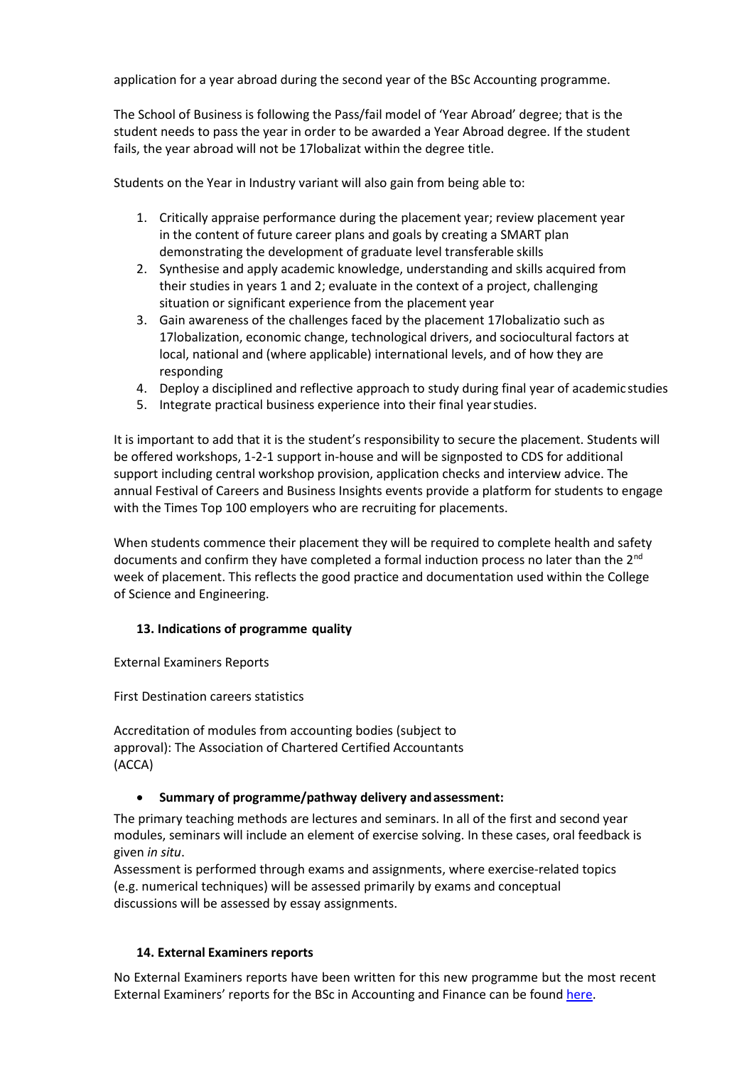application for a year abroad during the second year of the BSc Accounting programme.

The School of Business is following the Pass/fail model of 'Year Abroad' degree; that is the student needs to pass the year in order to be awarded a Year Abroad degree. If the student fails, the year abroad will not be 17lobalizat within the degree title.

Students on the Year in Industry variant will also gain from being able to:

1. Critically appraise performance during the placement year; review placement year in the content of future career plans and goals by creating a SMART plan demonstrating the development of graduate level transferable skills
2. Synthesise and apply academic knowledge, understanding and skills acquired from their studies in years 1 and 2; evaluate in the context of a project, challenging situation or significant experience from the placement year
3. Gain awareness of the challenges faced by the placement 17lobalizatio such as 17lobalization, economic change, technological drivers, and sociocultural factors at local, national and (where applicable) international levels, and of how they are responding
4. Deploy a disciplined and reflective approach to study during final year of academic studies
5. Integrate practical business experience into their final year studies.

It is important to add that it is the student's responsibility to secure the placement. Students will be offered workshops, 1-2-1 support in-house and will be signposted to CDS for additional support including central workshop provision, application checks and interview advice. The annual Festival of Careers and Business Insights events provide a platform for students to engage with the Times Top 100 employers who are recruiting for placements.

When students commence their placement they will be required to complete health and safety documents and confirm they have completed a formal induction process no later than the 2nd week of placement. This reflects the good practice and documentation used within the College of Science and Engineering.

### 13. Indications of programme quality

External Examiners Reports

First Destination careers statistics

Accreditation of modules from accounting bodies (subject to approval): The Association of Chartered Certified Accountants (ACCA)

- **Summary of programme/pathway delivery and assessment:**

The primary teaching methods are lectures and seminars. In all of the first and second year modules, seminars will include an element of exercise solving. In these cases, oral feedback is given *in situ*.

Assessment is performed through exams and assignments, where exercise-related topics (e.g. numerical techniques) will be assessed primarily by exams and conceptual discussions will be assessed by essay assignments.

### 14. External Examiners reports

No External Examiners reports have been written for this new programme but the most recent External Examiners' reports for the BSc in Accounting and Finance can be found here.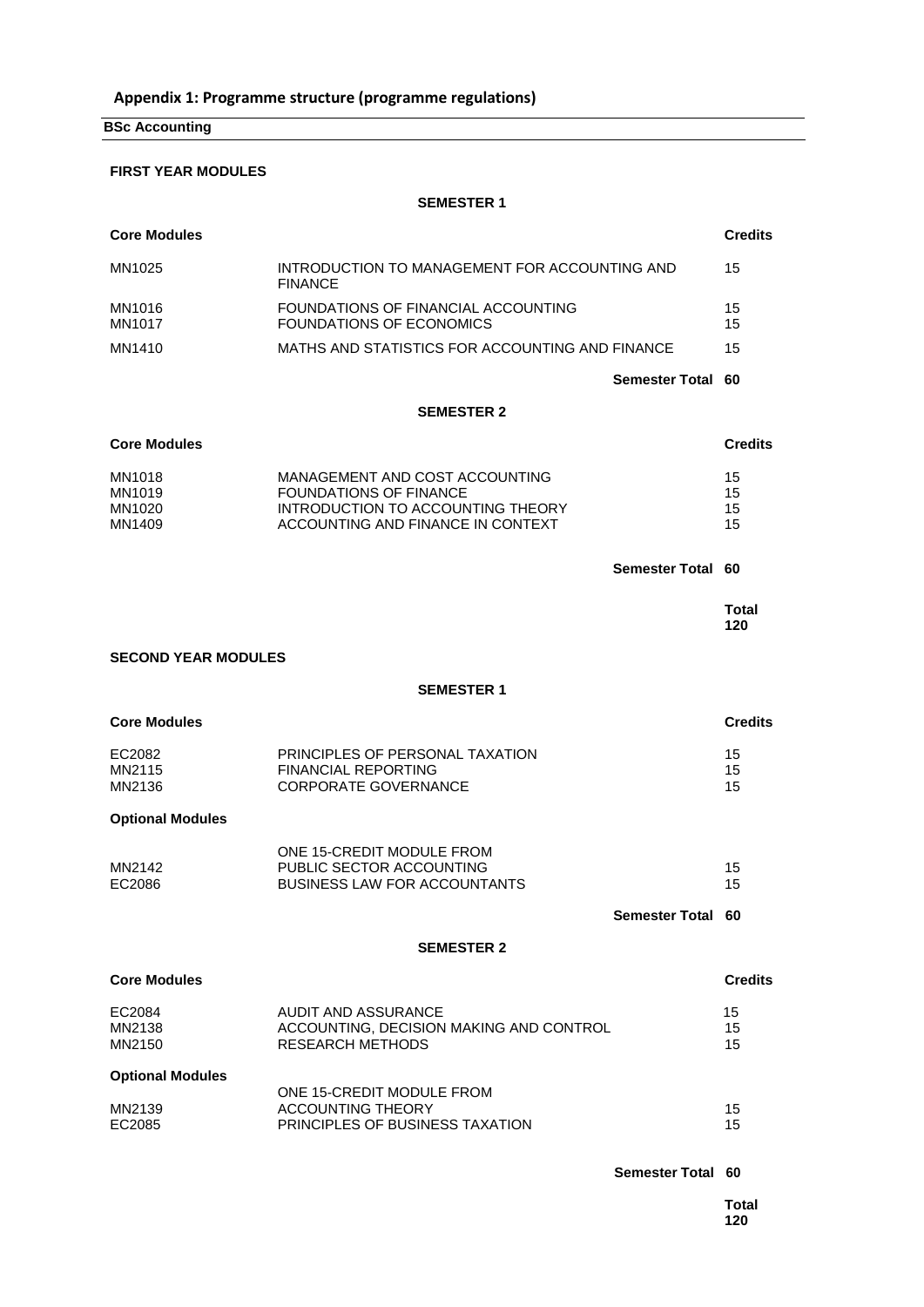## Appendix 1: Programme structure (programme regulations)

**BSc Accounting**

### FIRST YEAR MODULES

#### SEMESTER 1

| Core Modules | | Credits |
|---|---|---|
| MN1025 | INTRODUCTION TO MANAGEMENT FOR ACCOUNTING AND FINANCE | 15 |
| MN1016 | FOUNDATIONS OF FINANCIAL ACCOUNTING | 15 |
| MN1017 | FOUNDATIONS OF ECONOMICS | 15 |
| MN1410 | MATHS AND STATISTICS FOR ACCOUNTING AND FINANCE | 15 |
| | **Semester Total** | **60** |

#### SEMESTER 2

| Core Modules | | Credits |
|---|---|---|
| MN1018 | MANAGEMENT AND COST ACCOUNTING | 15 |
| MN1019 | FOUNDATIONS OF FINANCE | 15 |
| MN1020 | INTRODUCTION TO ACCOUNTING THEORY | 15 |
| MN1409 | ACCOUNTING AND FINANCE IN CONTEXT | 15 |
| | **Semester Total** | **60** |
| | | **Total 120** |

### SECOND YEAR MODULES

#### SEMESTER 1

| Core Modules | | Credits |
|---|---|---|
| EC2082 | PRINCIPLES OF PERSONAL TAXATION | 15 |
| MN2115 | FINANCIAL REPORTING | 15 |
| MN2136 | CORPORATE GOVERNANCE | 15 |
| **Optional Modules** | | |
| | ONE 15-CREDIT MODULE FROM | |
| MN2142 | PUBLIC SECTOR ACCOUNTING | 15 |
| EC2086 | BUSINESS LAW FOR ACCOUNTANTS | 15 |
| | **Semester Total** | **60** |

#### SEMESTER 2

| Core Modules | | Credits |
|---|---|---|
| EC2084 | AUDIT AND ASSURANCE | 15 |
| MN2138 | ACCOUNTING, DECISION MAKING AND CONTROL | 15 |
| MN2150 | RESEARCH METHODS | 15 |
| **Optional Modules** | | |
| | ONE 15-CREDIT MODULE FROM | |
| MN2139 | ACCOUNTING THEORY | 15 |
| EC2085 | PRINCIPLES OF BUSINESS TAXATION | 15 |
| | **Semester Total** | **60** |
| | | **Total 120** |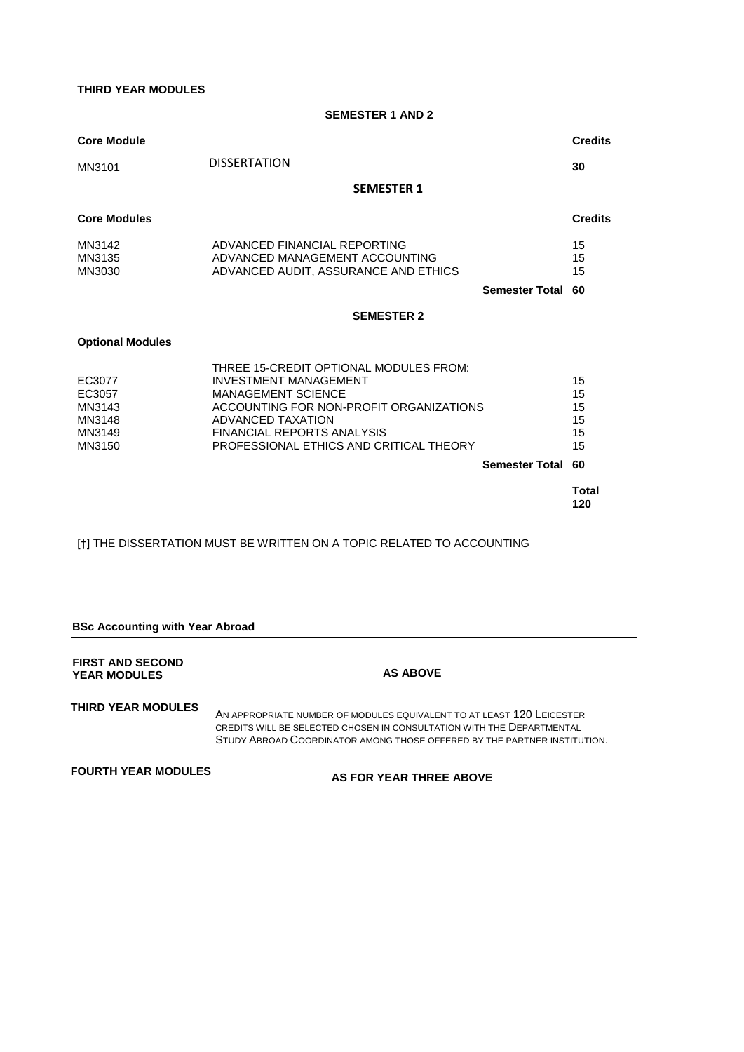**THIRD YEAR MODULES**

**SEMESTER 1 AND 2**

| **Core Module** | | **Credits** |
|---|---|---|
| MN3101 | DISSERTATION | **30** |

**SEMESTER 1**

| **Core Modules** | | **Credits** |
|---|---|---|
| MN3142 | ADVANCED FINANCIAL REPORTING | 15 |
| MN3135 | ADVANCED MANAGEMENT ACCOUNTING | 15 |
| MN3030 | ADVANCED AUDIT, ASSURANCE AND ETHICS | 15 |
| | **Semester Total** | **60** |

**SEMESTER 2**

| **Optional Modules** | | |
|---|---|---|
| | THREE 15-CREDIT OPTIONAL MODULES FROM: | |
| EC3077 | INVESTMENT MANAGEMENT | 15 |
| EC3057 | MANAGEMENT SCIENCE | 15 |
| MN3143 | ACCOUNTING FOR NON-PROFIT ORGANIZATIONS | 15 |
| MN3148 | ADVANCED TAXATION | 15 |
| MN3149 | FINANCIAL REPORTS ANALYSIS | 15 |
| MN3150 | PROFESSIONAL ETHICS AND CRITICAL THEORY | 15 |
| | **Semester Total** | **60** |
| | | **Total 120** |

[†] THE DISSERTATION MUST BE WRITTEN ON A TOPIC RELATED TO ACCOUNTING

## BSc Accounting with Year Abroad

| | |
|---|---|
| **FIRST AND SECOND YEAR MODULES** | **AS ABOVE** |
| **THIRD YEAR MODULES** | AN APPROPRIATE NUMBER OF MODULES EQUIVALENT TO AT LEAST 120 LEICESTER CREDITS WILL BE SELECTED CHOSEN IN CONSULTATION WITH THE DEPARTMENTAL STUDY ABROAD COORDINATOR AMONG THOSE OFFERED BY THE PARTNER INSTITUTION. |
| **FOURTH YEAR MODULES** | **AS FOR YEAR THREE ABOVE** |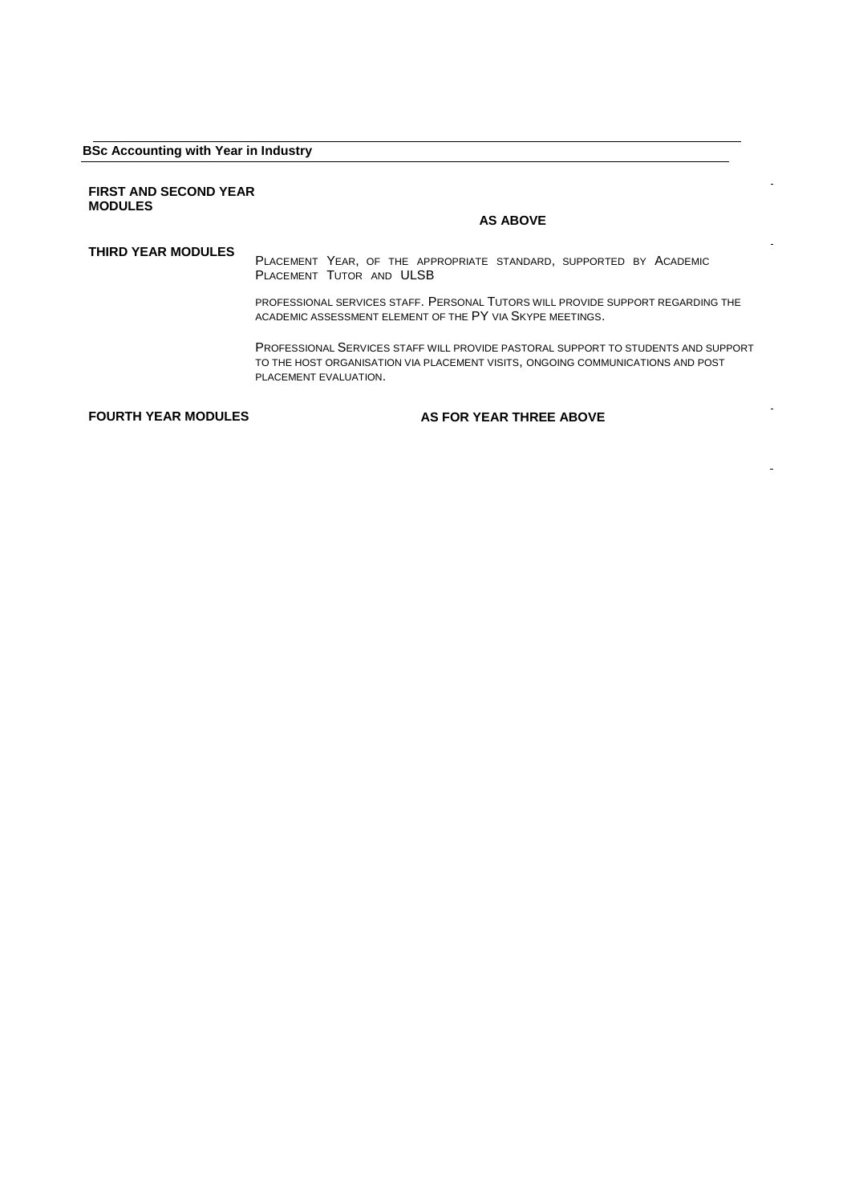**BSc Accounting with Year in Industry**

| | |
|---|---|
| **FIRST AND SECOND YEAR MODULES** | **AS ABOVE** |
| **THIRD YEAR MODULES** | PLACEMENT YEAR, OF THE APPROPRIATE STANDARD, SUPPORTED BY ACADEMIC PLACEMENT TUTOR AND ULSB PROFESSIONAL SERVICES STAFF. PERSONAL TUTORS WILL PROVIDE SUPPORT REGARDING THE ACADEMIC ASSESSMENT ELEMENT OF THE PY VIA SKYPE MEETINGS. PROFESSIONAL SERVICES STAFF WILL PROVIDE PASTORAL SUPPORT TO STUDENTS AND SUPPORT TO THE HOST ORGANISATION VIA PLACEMENT VISITS, ONGOING COMMUNICATIONS AND POST PLACEMENT EVALUATION. |
| **FOURTH YEAR MODULES** | **AS FOR YEAR THREE ABOVE** |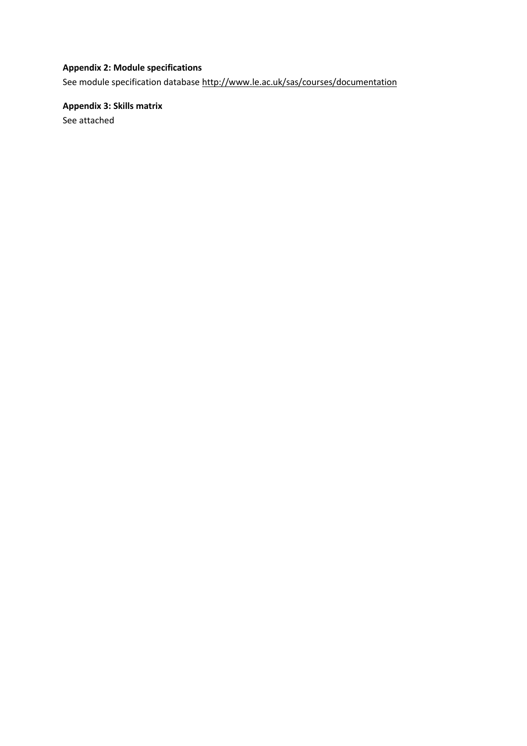**Appendix 2: Module specifications**

See module specification database http://www.le.ac.uk/sas/courses/documentation

**Appendix 3: Skills matrix**

See attached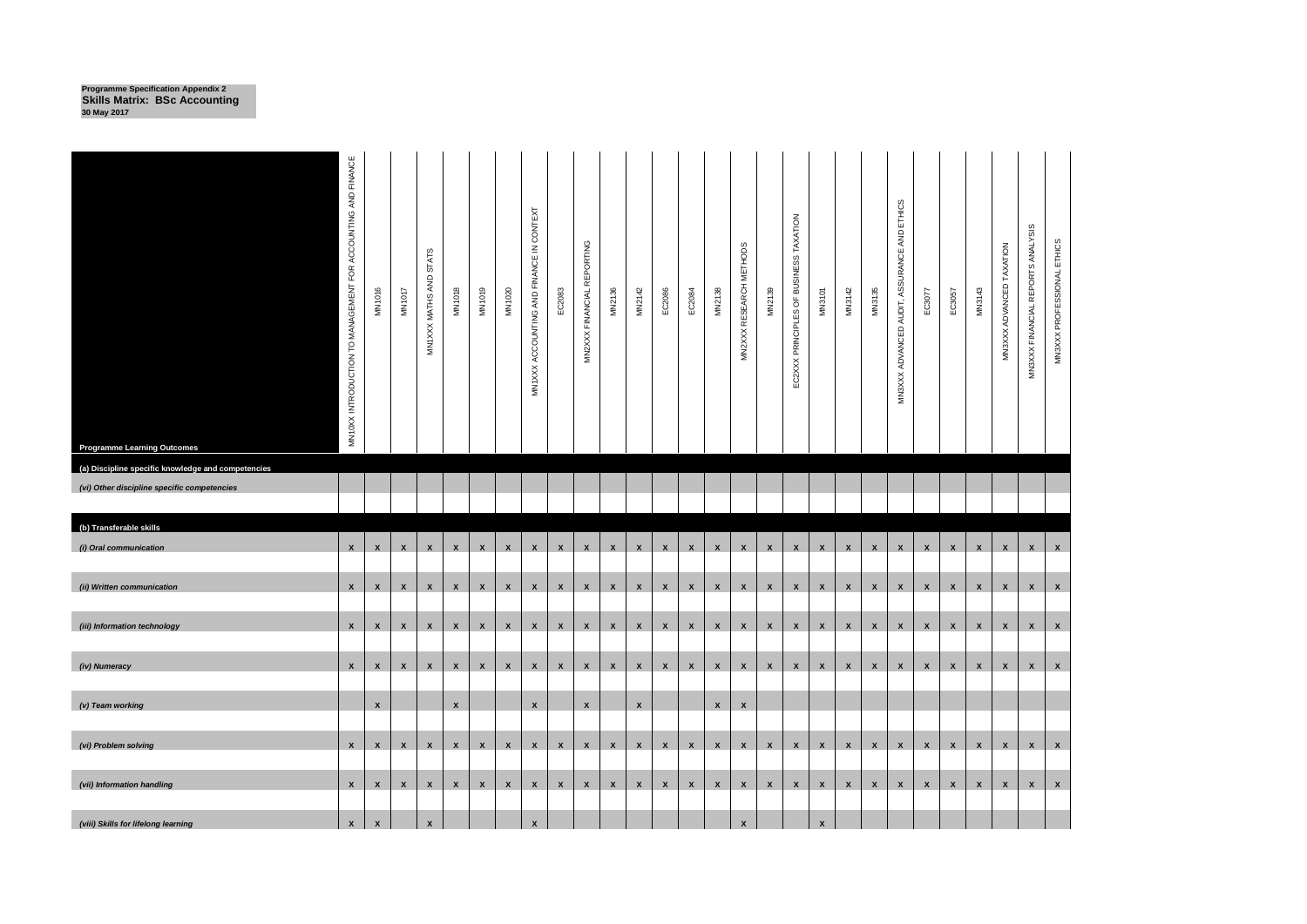**Programme Specification Appendix 2**
**Skills Matrix: BSc Accounting**
**30 May 2017**

| Programme Learning Outcomes | MN10XX INTRODUCTION TO MANAGEMENT FOR ACCOUNTING AND FINANCE | MN1016 | MN1017 | MN1XXX MATHS AND STATS | MN1018 | MN1019 | MN1020 | MN1XXX ACCOUNTING AND FINANCE IN CONTEXT | EC2083 | MN2XXX FINANCIAL REPORTING | MN2136 | MN2142 | EC2086 | EC2084 | MN2138 | MN2XXX RESEARCH METHODS | MN2139 | EC2XXX PRINCIPLES OF BUSINESS TAXATION | MN3101 | MN3142 | MN3135 | MN3XXX ADVANCED AUDIT, ASSURANCE AND ETHICS | EC3077 | EC3057 | MN3143 | MN3XXX ADVANCED TAXATION | MN3XXX FINANCIAL REPORTS ANALYSIS | MN3XXX PROFESSIONAL ETHICS |
|---|---|---|---|---|---|---|---|---|---|---|---|---|---|---|---|---|---|---|---|---|---|---|---|---|---|---|---|---|
| **(a) Discipline specific knowledge and competencies** | | | | | | | | | | | | | | | | | | | | | | | | | | | | |
| *(vi) Other discipline specific competencies* | | | | | | | | | | | | | | | | | | | | | | | | | | | | |
| **(b) Transferable skills** | | | | | | | | | | | | | | | | | | | | | | | | | | | | |
| *(i) Oral communication* | x | x | x | x | x | x | x | x | x | x | x | x | x | x | x | x | x | x | x | x | x | x | x | x | x | x | x | x |
| *(ii) Written communication* | x | x | x | x | x | x | x | x | x | x | x | x | x | x | x | x | x | x | x | x | x | x | x | x | x | x | x | x |
| *(iii) Information technology* | x | x | x | x | x | x | x | x | x | x | x | x | x | x | x | x | x | x | x | x | x | x | x | x | x | x | x | x |
| *(iv) Numeracy* | x | x | x | x | x | x | x | x | x | x | x | x | x | x | x | x | x | x | x | x | x | x | x | x | x | x | x | x |
| *(v) Team working* | | x | | | x | | | x | | x | | x | | | x | x | | | | | | | | | | | | |
| *(vi) Problem solving* | x | x | x | x | x | x | x | x | x | x | x | x | x | x | x | x | x | x | x | x | x | x | x | x | x | x | x | x |
| *(vii) Information handling* | x | x | x | x | x | x | x | x | x | x | x | x | x | x | x | x | x | x | x | x | x | x | x | x | x | x | x | x |
| *(viii) Skills for lifelong learning* | x | x | | x | | | | x | | | | | | | | x | | | x | | | | | | | | | |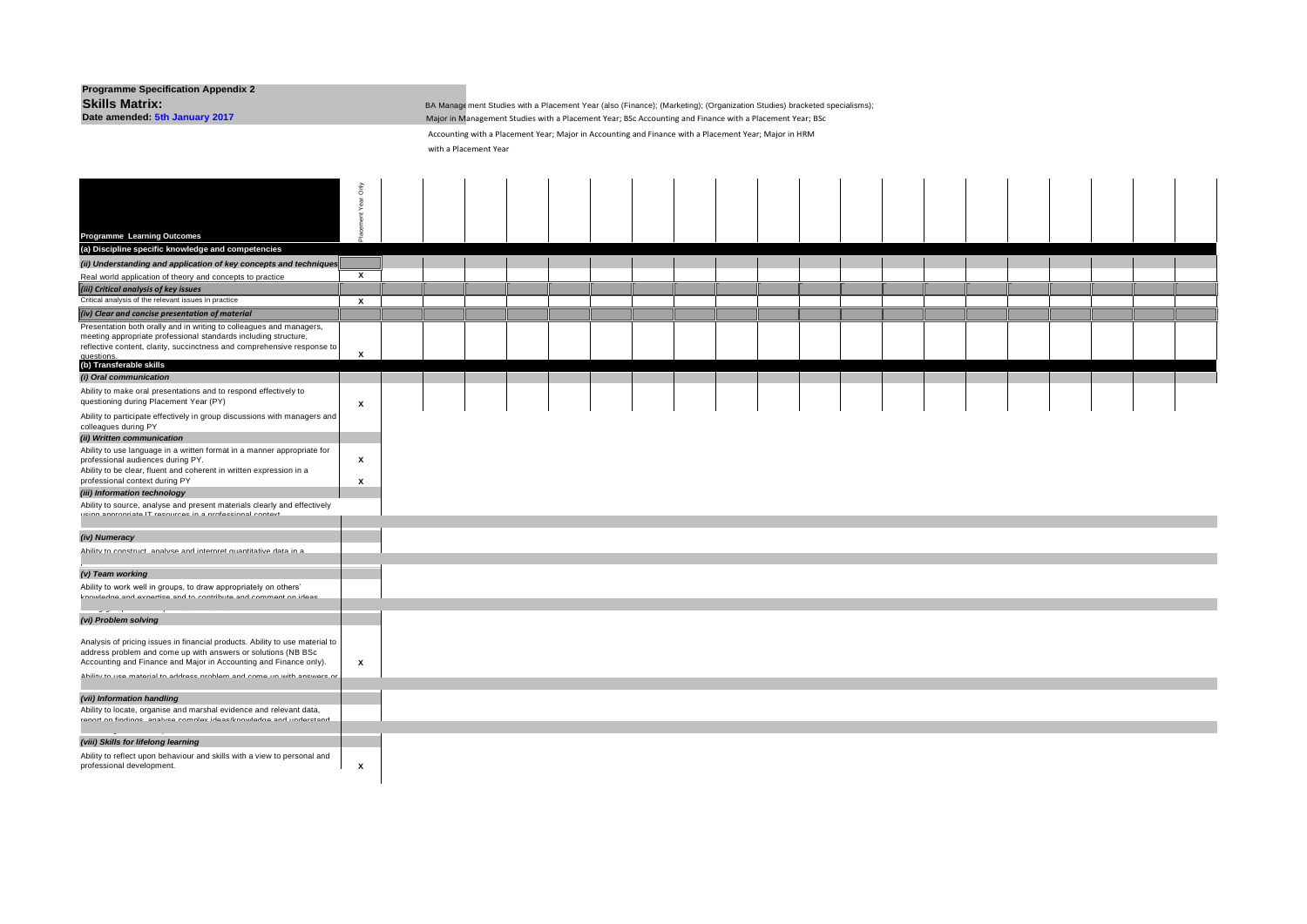**Programme Specification Appendix 2**

**Skills Matrix:**

**Date amended: 5th January 2017**

BA Management Studies with a Placement Year (also (Finance); (Marketing); (Organization Studies) bracketed specialisms); Major in Management Studies with a Placement Year; BSc Accounting and Finance with a Placement Year; BSc Accounting with a Placement Year; Major in Accounting and Finance with a Placement Year; Major in HRM with a Placement Year

| Programme Learning Outcomes | Placement Year Only |
|---|---|
| **(a) Discipline specific knowledge and competencies** | |
| ***(ii) Understanding and application of key concepts and techniques*** | |
| Real world application of theory and concepts to practice | X |
| ***(iii) Critical analysis of key issues*** | |
| Critical analysis of the relevant issues in practice | X |
| ***(iv) Clear and concise presentation of material*** | |
| Presentation both orally and in writing to colleagues and managers, meeting appropriate professional standards including structure, reflective content, clarity, succinctness and comprehensive response to questions. | X |
| **(b) Transferable skills** | |
| ***(i) Oral communication*** | |
| Ability to make oral presentations and to respond effectively to questioning during Placement Year (PY) | X |
| Ability to participate effectively in group discussions with managers and colleagues during PY | |
| ***(ii) Written communication*** | |
| Ability to use language in a written format in a manner appropriate for professional audiences during PY. | X |
| Ability to be clear, fluent and coherent in written expression in a professional context during PY | X |
| ***(iii) Information technology*** | |
| Ability to source, analyse and present materials clearly and effectively using appropriate IT resources in a professional context | |
| ***(iv) Numeracy*** | |
| Ability to construct, analyse and interpret quantitative data in a | |
| ***(v) Team working*** | |
| Ability to work well in groups, to draw appropriately on others' knowledge and expertise and to contribute and comment on ideas | |
| ***(vi) Problem solving*** | |
| Analysis of pricing issues in financial products. Ability to use material to address problem and come up with answers or solutions (NB BSc Accounting and Finance and Major in Accounting and Finance only). | X |
| Ability to use material to address problem and come up with answers or | |
| ***(vii) Information handling*** | |
| Ability to locate, organise and marshal evidence and relevant data, report on findings, analyse complex ideas/knowledge and understand | |
| ***(viii) Skills for lifelong learning*** | |
| Ability to reflect upon behaviour and skills with a view to personal and professional development. | X |